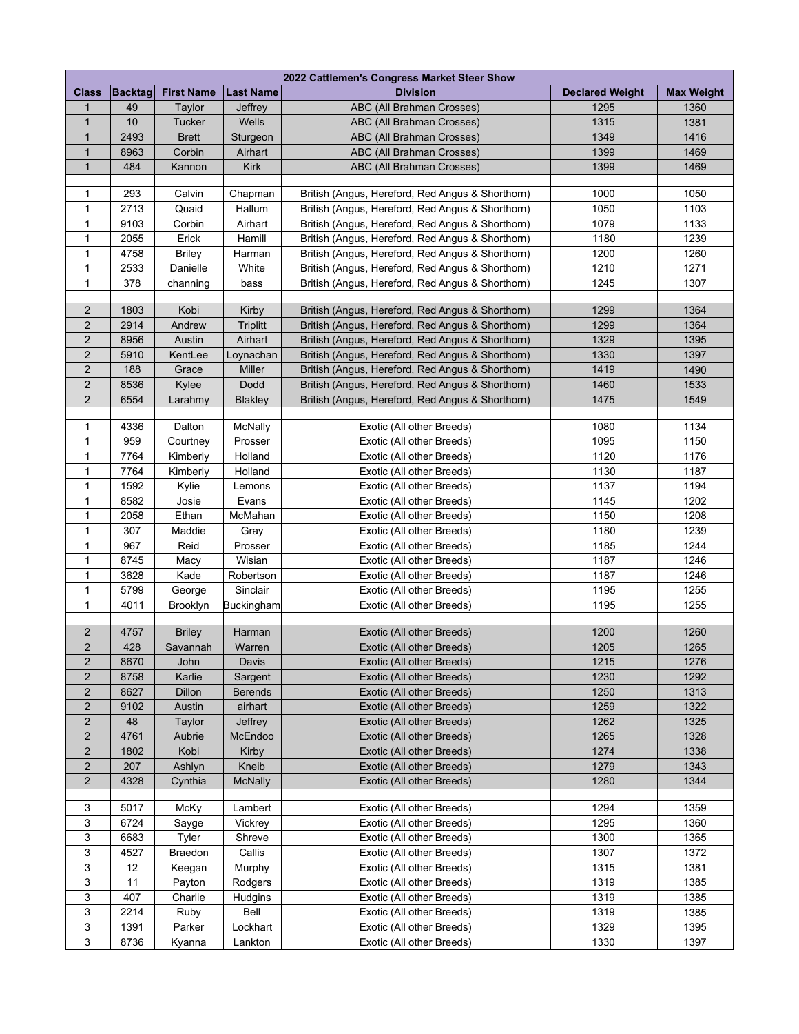| 2022 Cattlemen's Congress Market Steer Show | | | | | | |
|---|---|---|---|---|---|---|
| **Class** | **Backtag** | **First Name** | **Last Name** | **Division** | **Declared Weight** | **Max Weight** |
| 1 | 49 | Taylor | Jeffrey | ABC (All Brahman Crosses) | 1295 | 1360 |
| 1 | 10 | Tucker | Wells | ABC (All Brahman Crosses) | 1315 | 1381 |
| 1 | 2493 | Brett | Sturgeon | ABC (All Brahman Crosses) | 1349 | 1416 |
| 1 | 8963 | Corbin | Airhart | ABC (All Brahman Crosses) | 1399 | 1469 |
| 1 | 484 | Kannon | Kirk | ABC (All Brahman Crosses) | 1399 | 1469 |
| | | | | | | |
| 1 | 293 | Calvin | Chapman | British (Angus, Hereford, Red Angus & Shorthorn) | 1000 | 1050 |
| 1 | 2713 | Quaid | Hallum | British (Angus, Hereford, Red Angus & Shorthorn) | 1050 | 1103 |
| 1 | 9103 | Corbin | Airhart | British (Angus, Hereford, Red Angus & Shorthorn) | 1079 | 1133 |
| 1 | 2055 | Erick | Hamill | British (Angus, Hereford, Red Angus & Shorthorn) | 1180 | 1239 |
| 1 | 4758 | Briley | Harman | British (Angus, Hereford, Red Angus & Shorthorn) | 1200 | 1260 |
| 1 | 2533 | Danielle | White | British (Angus, Hereford, Red Angus & Shorthorn) | 1210 | 1271 |
| 1 | 378 | channing | bass | British (Angus, Hereford, Red Angus & Shorthorn) | 1245 | 1307 |
| | | | | | | |
| 2 | 1803 | Kobi | Kirby | British (Angus, Hereford, Red Angus & Shorthorn) | 1299 | 1364 |
| 2 | 2914 | Andrew | Triplitt | British (Angus, Hereford, Red Angus & Shorthorn) | 1299 | 1364 |
| 2 | 8956 | Austin | Airhart | British (Angus, Hereford, Red Angus & Shorthorn) | 1329 | 1395 |
| 2 | 5910 | KentLee | Loynachan | British (Angus, Hereford, Red Angus & Shorthorn) | 1330 | 1397 |
| 2 | 188 | Grace | Miller | British (Angus, Hereford, Red Angus & Shorthorn) | 1419 | 1490 |
| 2 | 8536 | Kylee | Dodd | British (Angus, Hereford, Red Angus & Shorthorn) | 1460 | 1533 |
| 2 | 6554 | Larahmy | Blakley | British (Angus, Hereford, Red Angus & Shorthorn) | 1475 | 1549 |
| | | | | | | |
| 1 | 4336 | Dalton | McNally | Exotic (All other Breeds) | 1080 | 1134 |
| 1 | 959 | Courtney | Prosser | Exotic (All other Breeds) | 1095 | 1150 |
| 1 | 7764 | Kimberly | Holland | Exotic (All other Breeds) | 1120 | 1176 |
| 1 | 7764 | Kimberly | Holland | Exotic (All other Breeds) | 1130 | 1187 |
| 1 | 1592 | Kylie | Lemons | Exotic (All other Breeds) | 1137 | 1194 |
| 1 | 8582 | Josie | Evans | Exotic (All other Breeds) | 1145 | 1202 |
| 1 | 2058 | Ethan | McMahan | Exotic (All other Breeds) | 1150 | 1208 |
| 1 | 307 | Maddie | Gray | Exotic (All other Breeds) | 1180 | 1239 |
| 1 | 967 | Reid | Prosser | Exotic (All other Breeds) | 1185 | 1244 |
| 1 | 8745 | Macy | Wisian | Exotic (All other Breeds) | 1187 | 1246 |
| 1 | 3628 | Kade | Robertson | Exotic (All other Breeds) | 1187 | 1246 |
| 1 | 5799 | George | Sinclair | Exotic (All other Breeds) | 1195 | 1255 |
| 1 | 4011 | Brooklyn | Buckingham | Exotic (All other Breeds) | 1195 | 1255 |
| | | | | | | |
| 2 | 4757 | Briley | Harman | Exotic (All other Breeds) | 1200 | 1260 |
| 2 | 428 | Savannah | Warren | Exotic (All other Breeds) | 1205 | 1265 |
| 2 | 8670 | John | Davis | Exotic (All other Breeds) | 1215 | 1276 |
| 2 | 8758 | Karlie | Sargent | Exotic (All other Breeds) | 1230 | 1292 |
| 2 | 8627 | Dillon | Berends | Exotic (All other Breeds) | 1250 | 1313 |
| 2 | 9102 | Austin | airhart | Exotic (All other Breeds) | 1259 | 1322 |
| 2 | 48 | Taylor | Jeffrey | Exotic (All other Breeds) | 1262 | 1325 |
| 2 | 4761 | Aubrie | McEndoo | Exotic (All other Breeds) | 1265 | 1328 |
| 2 | 1802 | Kobi | Kirby | Exotic (All other Breeds) | 1274 | 1338 |
| 2 | 207 | Ashlyn | Kneib | Exotic (All other Breeds) | 1279 | 1343 |
| 2 | 4328 | Cynthia | McNally | Exotic (All other Breeds) | 1280 | 1344 |
| | | | | | | |
| 3 | 5017 | McKy | Lambert | Exotic (All other Breeds) | 1294 | 1359 |
| 3 | 6724 | Sayge | Vickrey | Exotic (All other Breeds) | 1295 | 1360 |
| 3 | 6683 | Tyler | Shreve | Exotic (All other Breeds) | 1300 | 1365 |
| 3 | 4527 | Braedon | Callis | Exotic (All other Breeds) | 1307 | 1372 |
| 3 | 12 | Keegan | Murphy | Exotic (All other Breeds) | 1315 | 1381 |
| 3 | 11 | Payton | Rodgers | Exotic (All other Breeds) | 1319 | 1385 |
| 3 | 407 | Charlie | Hudgins | Exotic (All other Breeds) | 1319 | 1385 |
| 3 | 2214 | Ruby | Bell | Exotic (All other Breeds) | 1319 | 1385 |
| 3 | 1391 | Parker | Lockhart | Exotic (All other Breeds) | 1329 | 1395 |
| 3 | 8736 | Kyanna | Lankton | Exotic (All other Breeds) | 1330 | 1397 |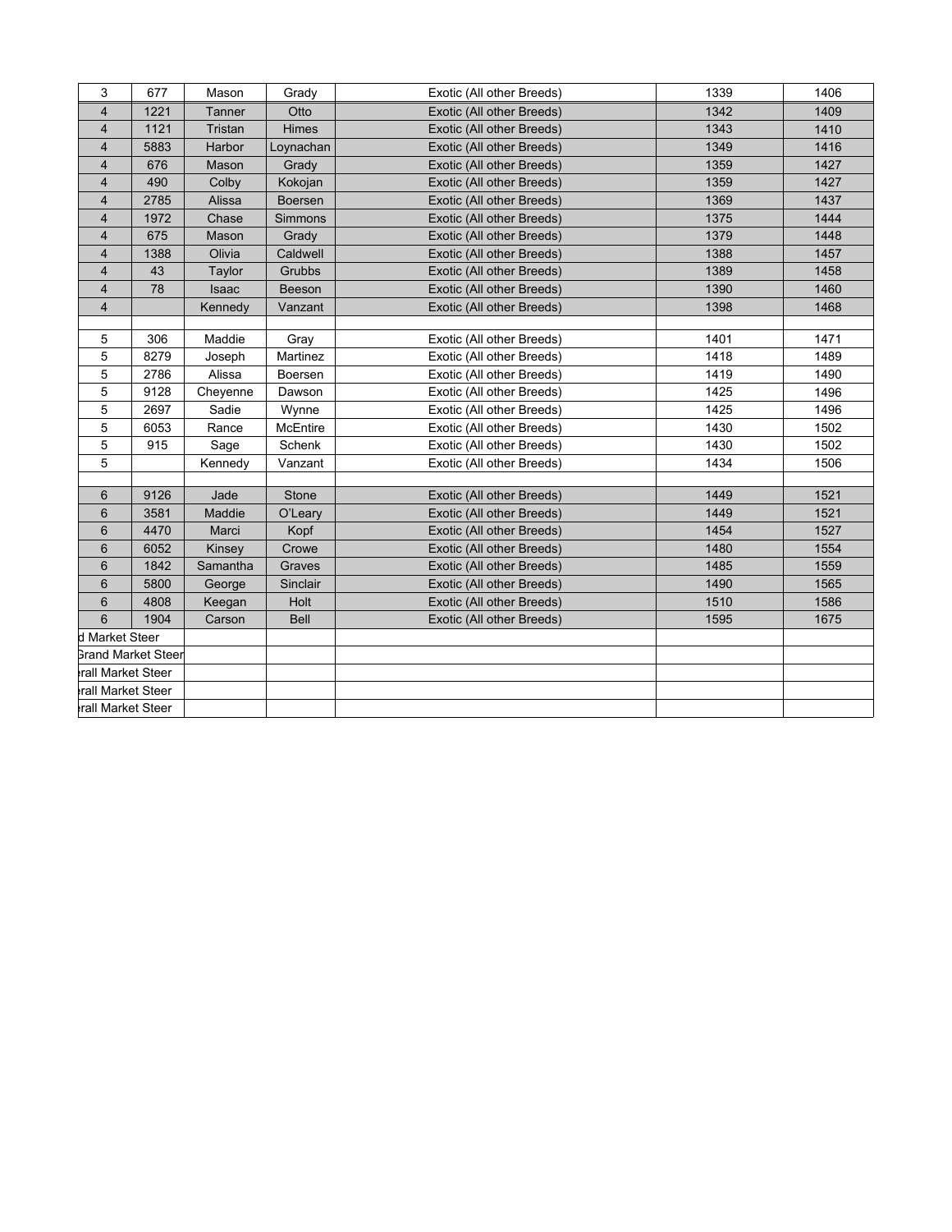| | | | | | | |
|---|---|---|---|---|---|---|
| 3 | 677 | Mason | Grady | Exotic (All other Breeds) | 1339 | 1406 |
| 4 | 1221 | Tanner | Otto | Exotic (All other Breeds) | 1342 | 1409 |
| 4 | 1121 | Tristan | Himes | Exotic (All other Breeds) | 1343 | 1410 |
| 4 | 5883 | Harbor | Loynachan | Exotic (All other Breeds) | 1349 | 1416 |
| 4 | 676 | Mason | Grady | Exotic (All other Breeds) | 1359 | 1427 |
| 4 | 490 | Colby | Kokojan | Exotic (All other Breeds) | 1359 | 1427 |
| 4 | 2785 | Alissa | Boersen | Exotic (All other Breeds) | 1369 | 1437 |
| 4 | 1972 | Chase | Simmons | Exotic (All other Breeds) | 1375 | 1444 |
| 4 | 675 | Mason | Grady | Exotic (All other Breeds) | 1379 | 1448 |
| 4 | 1388 | Olivia | Caldwell | Exotic (All other Breeds) | 1388 | 1457 |
| 4 | 43 | Taylor | Grubbs | Exotic (All other Breeds) | 1389 | 1458 |
| 4 | 78 | Isaac | Beeson | Exotic (All other Breeds) | 1390 | 1460 |
| 4 | | Kennedy | Vanzant | Exotic (All other Breeds) | 1398 | 1468 |
| | | | | | | |
| 5 | 306 | Maddie | Gray | Exotic (All other Breeds) | 1401 | 1471 |
| 5 | 8279 | Joseph | Martinez | Exotic (All other Breeds) | 1418 | 1489 |
| 5 | 2786 | Alissa | Boersen | Exotic (All other Breeds) | 1419 | 1490 |
| 5 | 9128 | Cheyenne | Dawson | Exotic (All other Breeds) | 1425 | 1496 |
| 5 | 2697 | Sadie | Wynne | Exotic (All other Breeds) | 1425 | 1496 |
| 5 | 6053 | Rance | McEntire | Exotic (All other Breeds) | 1430 | 1502 |
| 5 | 915 | Sage | Schenk | Exotic (All other Breeds) | 1430 | 1502 |
| 5 | | Kennedy | Vanzant | Exotic (All other Breeds) | 1434 | 1506 |
| | | | | | | |
| 6 | 9126 | Jade | Stone | Exotic (All other Breeds) | 1449 | 1521 |
| 6 | 3581 | Maddie | O'Leary | Exotic (All other Breeds) | 1449 | 1521 |
| 6 | 4470 | Marci | Kopf | Exotic (All other Breeds) | 1454 | 1527 |
| 6 | 6052 | Kinsey | Crowe | Exotic (All other Breeds) | 1480 | 1554 |
| 6 | 1842 | Samantha | Graves | Exotic (All other Breeds) | 1485 | 1559 |
| 6 | 5800 | George | Sinclair | Exotic (All other Breeds) | 1490 | 1565 |
| 6 | 4808 | Keegan | Holt | Exotic (All other Breeds) | 1510 | 1586 |
| 6 | 1904 | Carson | Bell | Exotic (All other Breeds) | 1595 | 1675 |
| d Market Steer | | | | | | |
| Grand Market Steer | | | | | | |
| rall Market Steer | | | | | | |
| rall Market Steer | | | | | | |
| rall Market Steer | | | | | | |